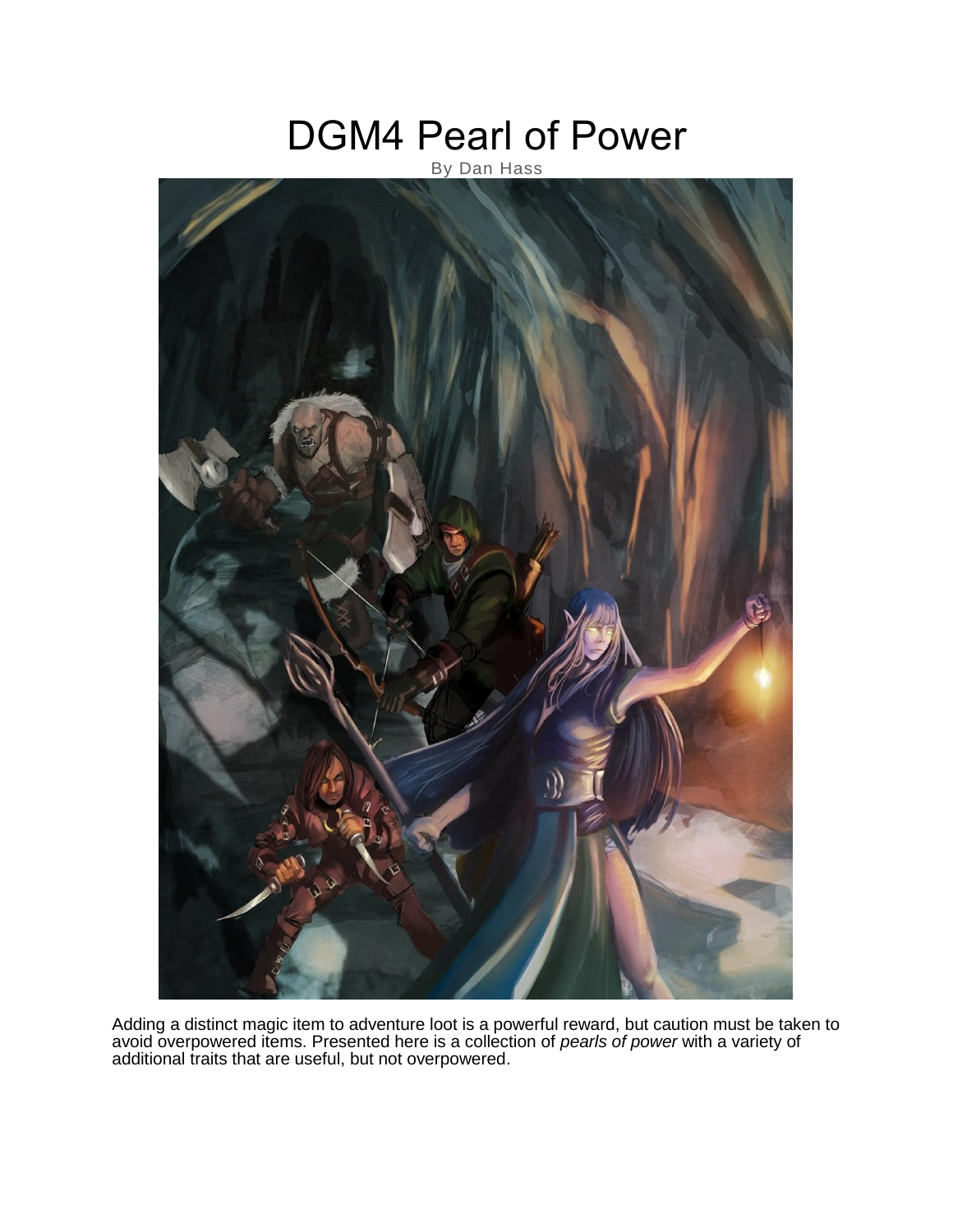# DGM4 Pearl of Power

By Dan Hass

Adding a distinct magic item to adventure loot is a powerful reward, but caution must be taken to avoid overpowered items. Presented here is a collection of *pearls of power* with a variety of additional traits that are useful, but not overpowered.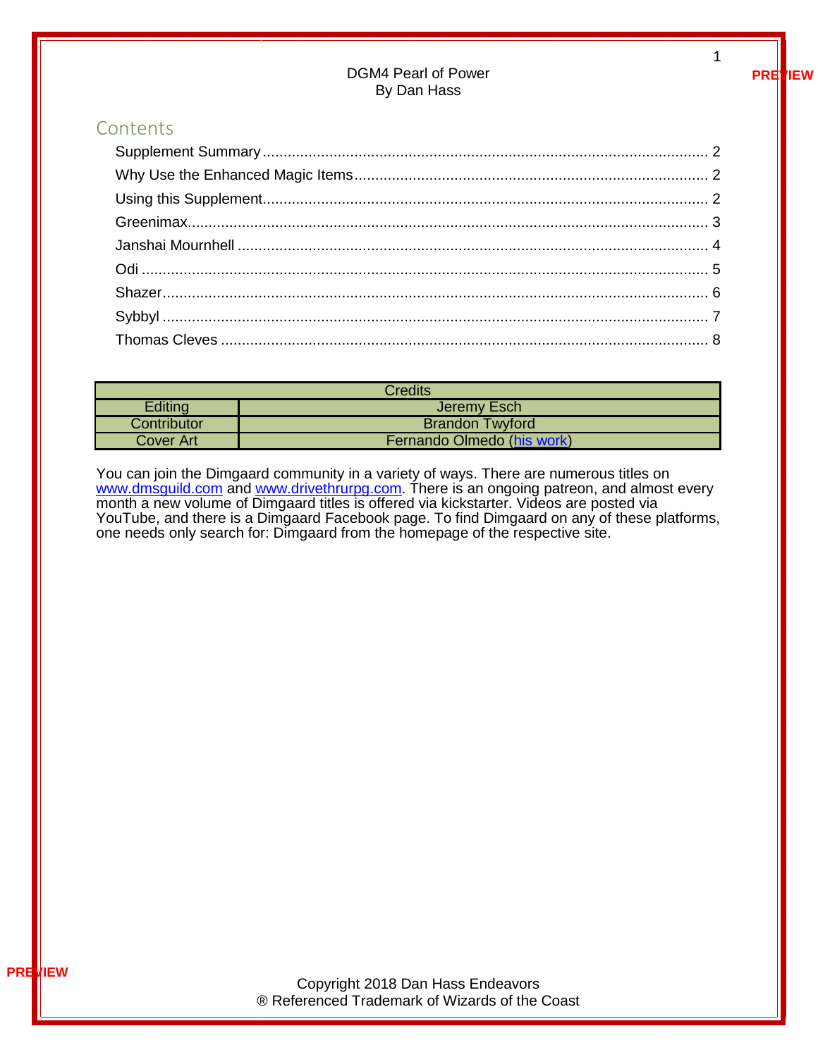# DGM4 Pearl of Power
By Dan Hass

## Contents

- Supplement Summary ........ 2
- Why Use the Enhanced Magic Items ........ 2
- Using this Supplement ........ 2
- Greenimax ........ 3
- Janshai Mournhell ........ 4
- Odi ........ 5
- Shazer ........ 6
- Sybbyl ........ 7
- Thomas Cleves ........ 8

| Credits | |
|---|---|
| Editing | Jeremy Esch |
| Contributor | Brandon Twyford |
| Cover Art | Fernando Olmedo (his work) |

You can join the Dimgaard community in a variety of ways. There are numerous titles on www.dmsguild.com and www.drivethrurpg.com. There is an ongoing patreon, and almost every month a new volume of Dimgaard titles is offered via kickstarter. Videos are posted via YouTube, and there is a Dimgaard Facebook page. To find Dimgaard on any of these platforms, one needs only search for: Dimgaard from the homepage of the respective site.

Copyright 2018 Dan Hass Endeavors
® Referenced Trademark of Wizards of the Coast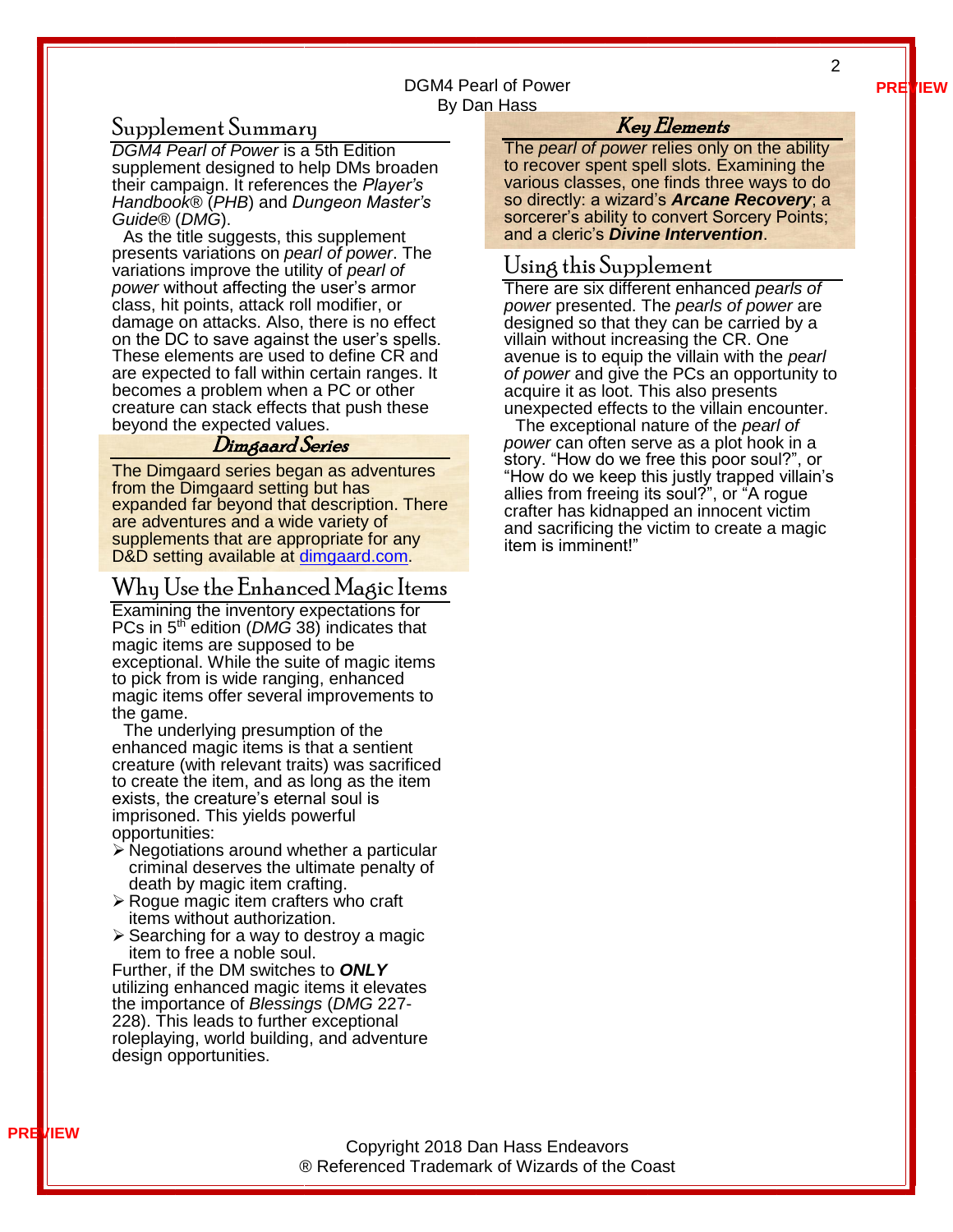## Supplement Summary

*DGM4 Pearl of Power* is a 5th Edition supplement designed to help DMs broaden their campaign. It references the *Player's Handbook®* (*PHB*) and *Dungeon Master's Guide®* (*DMG*).

As the title suggests, this supplement presents variations on *pearl of power*. The variations improve the utility of *pearl of power* without affecting the user's armor class, hit points, attack roll modifier, or damage on attacks. Also, there is no effect on the DC to save against the user's spells. These elements are used to define CR and are expected to fall within certain ranges. It becomes a problem when a PC or other creature can stack effects that push these beyond the expected values.

### Dimgaard Series

The Dimgaard series began as adventures from the Dimgaard setting but has expanded far beyond that description. There are adventures and a wide variety of supplements that are appropriate for any D&D setting available at dimgaard.com.

## Why Use the Enhanced Magic Items

Examining the inventory expectations for PCs in 5th edition (*DMG* 38) indicates that magic items are supposed to be exceptional. While the suite of magic items to pick from is wide ranging, enhanced magic items offer several improvements to the game.

The underlying presumption of the enhanced magic items is that a sentient creature (with relevant traits) was sacrificed to create the item, and as long as the item exists, the creature's eternal soul is imprisoned. This yields powerful opportunities:

- Negotiations around whether a particular criminal deserves the ultimate penalty of death by magic item crafting.
- Rogue magic item crafters who craft items without authorization.
- Searching for a way to destroy a magic item to free a noble soul.

Further, if the DM switches to ***ONLY*** utilizing enhanced magic items it elevates the importance of *Blessings* (*DMG* 227-228). This leads to further exceptional roleplaying, world building, and adventure design opportunities.

### Key Elements

The *pearl of power* relies only on the ability to recover spent spell slots. Examining the various classes, one finds three ways to do so directly: a wizard's ***Arcane Recovery***; a sorcerer's ability to convert Sorcery Points; and a cleric's ***Divine Intervention***.

## Using this Supplement

There are six different enhanced *pearls of power* presented. The *pearls of power* are designed so that they can be carried by a villain without increasing the CR. One avenue is to equip the villain with the *pearl of power* and give the PCs an opportunity to acquire it as loot. This also presents unexpected effects to the villain encounter.

The exceptional nature of the *pearl of power* can often serve as a plot hook in a story. "How do we free this poor soul?", or "How do we keep this justly trapped villain's allies from freeing its soul?", or "A rogue crafter has kidnapped an innocent victim and sacrificing the victim to create a magic item is imminent!"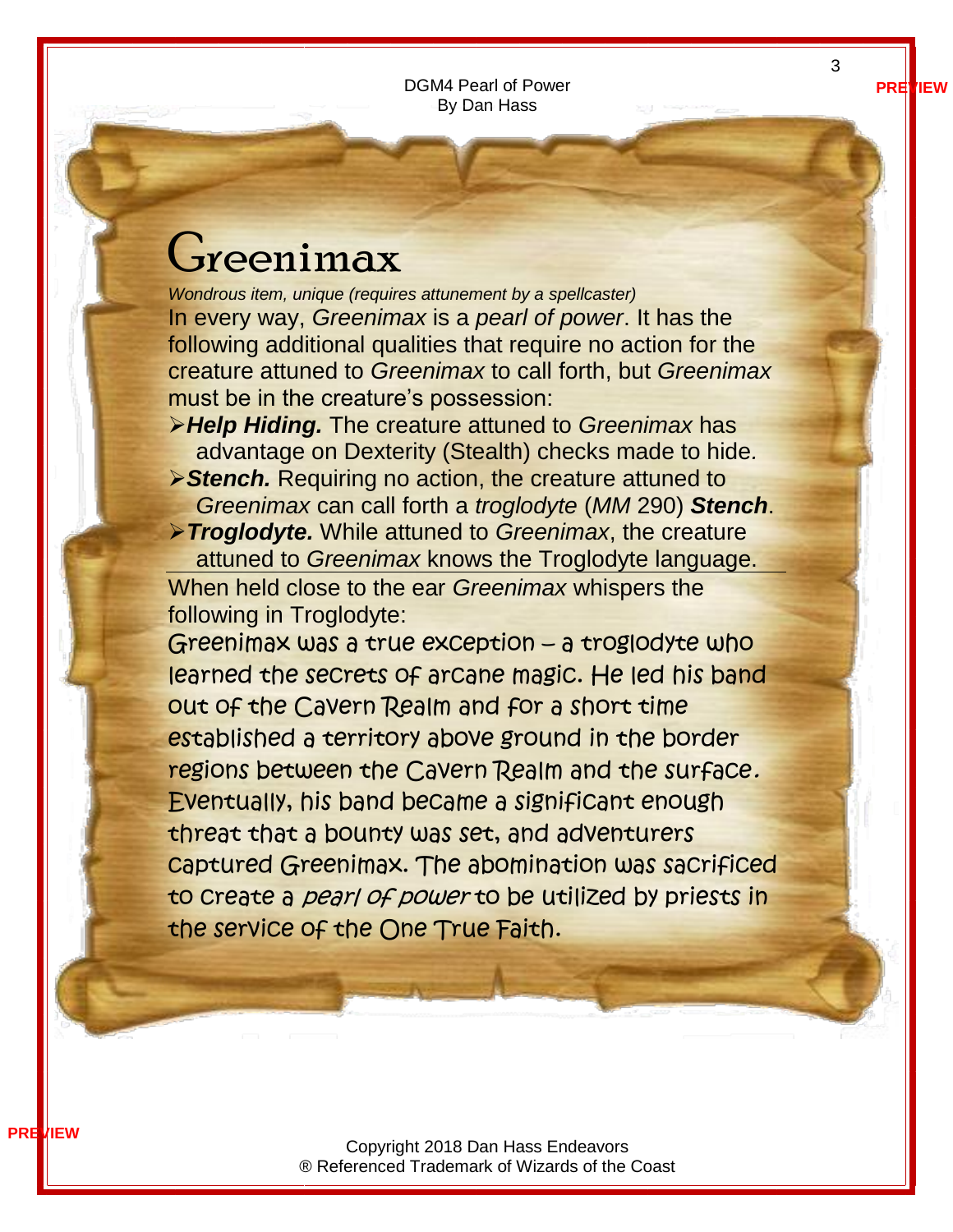# Greenimax

*Wondrous item, unique (requires attunement by a spellcaster)*

In every way, *Greenimax* is a *pearl of power*. It has the following additional qualities that require no action for the creature attuned to *Greenimax* to call forth, but *Greenimax* must be in the creature's possession:

- ***Help Hiding.*** The creature attuned to *Greenimax* has advantage on Dexterity (Stealth) checks made to hide.
- ***Stench.*** Requiring no action, the creature attuned to *Greenimax* can call forth a *troglodyte* (*MM* 290) ***Stench***.
- ***Troglodyte.*** While attuned to *Greenimax*, the creature attuned to *Greenimax* knows the Troglodyte language.

---

When held close to the ear *Greenimax* whispers the following in Troglodyte:

Greenimax was a true exception – a troglodyte who learned the secrets of arcane magic. He led his band out of the Cavern Realm and for a short time established a territory above ground in the border regions between the Cavern Realm and the surface. Eventually, his band became a significant enough threat that a bounty was set, and adventurers captured Greenimax. The abomination was sacrificed to create a *pearl of power* to be utilized by priests in the service of the One True Faith.